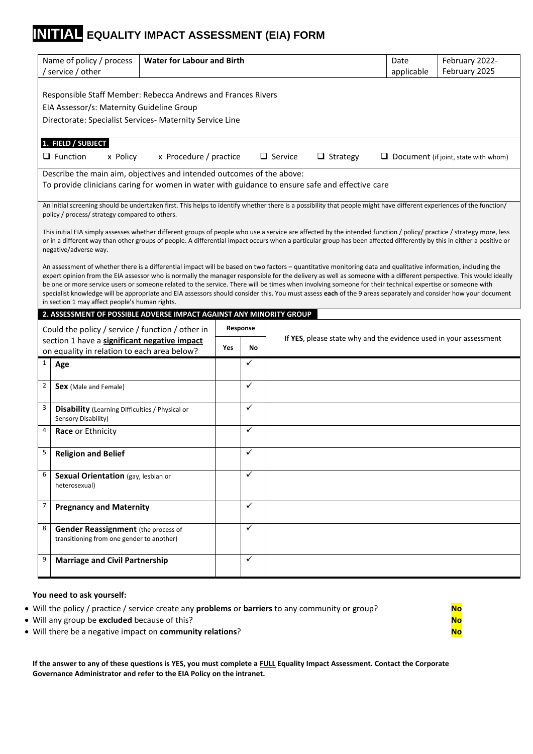# INITIAL EQUALITY IMPACT ASSESSMENT (EIA) FORM

| Name of policy / process / service / other | Water for Labour and Birth | Date applicable | February 2022- February 2025 |
|---|---|---|---|

Responsible Staff Member: Rebecca Andrews and Frances Rivers

EIA Assessor/s: Maternity Guideline Group

Directorate: Specialist Services- Maternity Service Line

**1. FIELD / SUBJECT**

❑ Function  x Policy  x Procedure / practice  ❑ Service  ❑ Strategy  ❑ Document (if joint, state with whom)

Describe the main aim, objectives and intended outcomes of the above:

To provide clinicians caring for women in water with guidance to ensure safe and effective care

An initial screening should be undertaken first. This helps to identify whether there is a possibility that people might have different experiences of the function/ policy / process/ strategy compared to others.

This initial EIA simply assesses whether different groups of people who use a service are affected by the intended function / policy/ practice / strategy more, less or in a different way than other groups of people. A differential impact occurs when a particular group has been affected differently by this in either a positive or negative/adverse way.

An assessment of whether there is a differential impact will be based on two factors – quantitative monitoring data and qualitative information, including the expert opinion from the EIA assessor who is normally the manager responsible for the delivery as well as someone with a different perspective. This would ideally be one or more service users or someone related to the service. There will be times when involving someone for their technical expertise or someone with specialist knowledge will be appropriate and EIA assessors should consider this. You must assess **each** of the 9 areas separately and consider how your document in section 1 may affect people's human rights.

**2. ASSESSMENT OF POSSIBLE ADVERSE IMPACT AGAINST ANY MINORITY GROUP**

| | Could the policy / service / function / other in section 1 have a **significant negative impact** on equality in relation to each area below? | Response | | If **YES**, please state why and the evidence used in your assessment |
|---|---|---|---|---|
| | | Yes | No | |
| 1 | **Age** | | ✓ | |
| 2 | **Sex** (Male and Female) | | ✓ | |
| 3 | **Disability** (Learning Difficulties / Physical or Sensory Disability) | | ✓ | |
| 4 | **Race** or Ethnicity | | ✓ | |
| 5 | **Religion and Belief** | | ✓ | |
| 6 | **Sexual Orientation** (gay, lesbian or heterosexual) | | ✓ | |
| 7 | **Pregnancy and Maternity** | | ✓ | |
| 8 | **Gender Reassignment** (the process of transitioning from one gender to another) | | ✓ | |
| 9 | **Marriage and Civil Partnership** | | ✓ | |

**You need to ask yourself:**

- Will the policy / practice / service create any **problems** or **barriers** to any community or group? **No**
- Will any group be **excluded** because of this? **No**
- Will there be a negative impact on **community relations**? **No**

**If the answer to any of these questions is YES, you must complete a FULL Equality Impact Assessment. Contact the Corporate Governance Administrator and refer to the EIA Policy on the intranet.**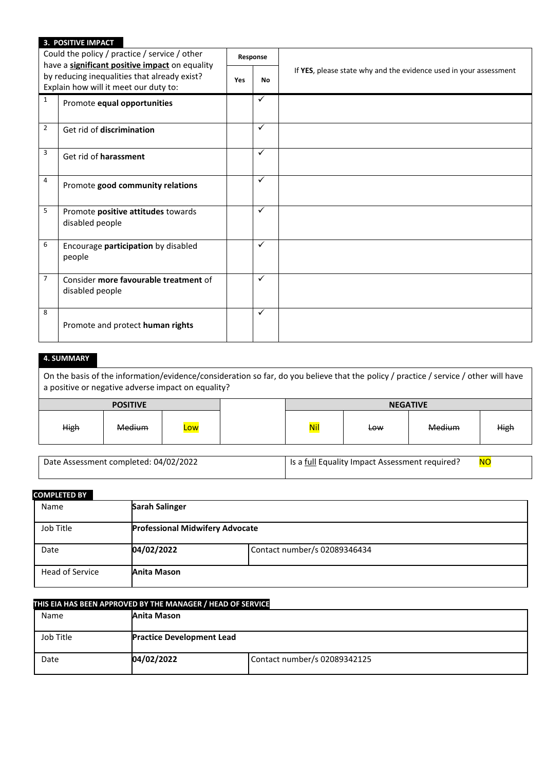## 3. POSITIVE IMPACT

| | Could the policy / practice / service / other have a **significant positive impact** on equality by reducing inequalities that already exist? Explain how will it meet our duty to: | Response | | If **YES**, please state why and the evidence used in your assessment |
|---|---|---|---|---|
| | | Yes | No | |
| 1 | Promote **equal opportunities** | | ✓ | |
| 2 | Get rid of **discrimination** | | ✓ | |
| 3 | Get rid of **harassment** | | ✓ | |
| 4 | Promote **good community relations** | | ✓ | |
| 5 | Promote **positive attitudes** towards disabled people | | ✓ | |
| 6 | Encourage **participation** by disabled people | | ✓ | |
| 7 | Consider **more favourable treatment** of disabled people | | ✓ | |
| 8 | Promote and protect **human rights** | | ✓ | |

## 4. SUMMARY

On the basis of the information/evidence/consideration so far, do you believe that the policy / practice / service / other will have a positive or negative adverse impact on equality?

| POSITIVE | | | | NEGATIVE | | | |
|---|---|---|---|---|---|---|---|
| ~~High~~ | ~~Medium~~ | Low | | Nil | ~~Low~~ | ~~Medium~~ | ~~High~~ |

| | |
|---|---|
| Date Assessment completed: 04/02/2022 | Is a full Equality Impact Assessment required? NO |

**COMPLETED BY**

| | | |
|---|---|---|
| Name | **Sarah Salinger** | |
| Job Title | **Professional Midwifery Advocate** | |
| Date | **04/02/2022** | Contact number/s 02089346434 |
| Head of Service | **Anita Mason** | |

**THIS EIA HAS BEEN APPROVED BY THE MANAGER / HEAD OF SERVICE**

| | | |
|---|---|---|
| Name | **Anita Mason** | |
| Job Title | **Practice Development Lead** | |
| Date | **04/02/2022** | Contact number/s 02089342125 |